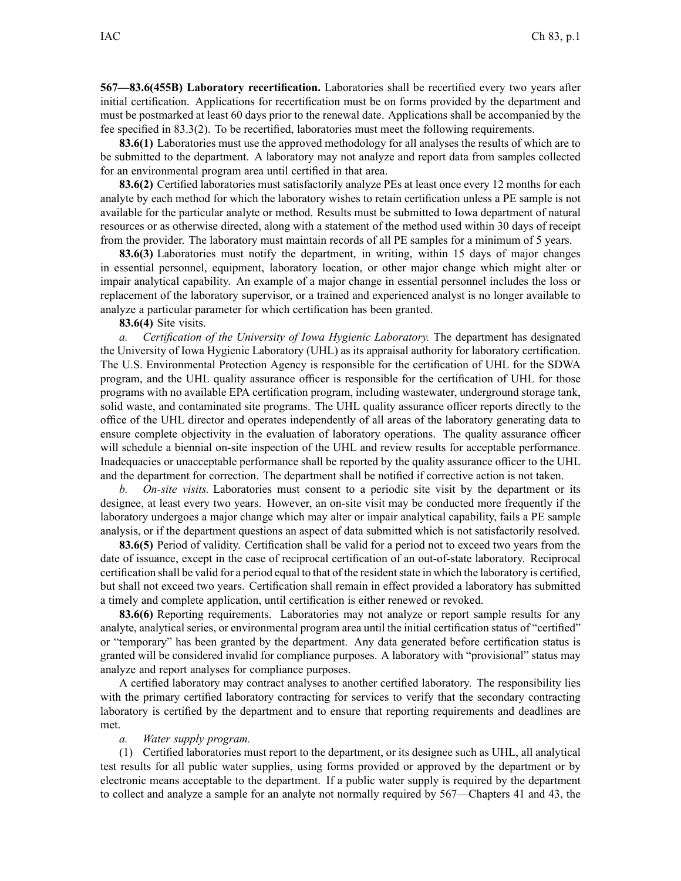**567—83.6(455B) Laboratory recertification.** Laboratories shall be recertified every two years after initial certification. Applications for recertification must be on forms provided by the department and must be postmarked at least 60 days prior to the renewal date. Applications shall be accompanied by the fee specified in 83.3(2). To be recertified, laboratories must meet the following requirements.

**83.6(1)** Laboratories must use the approved methodology for all analyses the results of which are to be submitted to the department. A laboratory may not analyze and report data from samples collected for an environmental program area until certified in that area.

**83.6(2)** Certified laboratories must satisfactorily analyze PEs at least once every 12 months for each analyte by each method for which the laboratory wishes to retain certification unless a PE sample is not available for the particular analyte or method. Results must be submitted to Iowa department of natural resources or as otherwise directed, along with a statement of the method used within 30 days of receipt from the provider. The laboratory must maintain records of all PE samples for a minimum of 5 years.

**83.6(3)** Laboratories must notify the department, in writing, within 15 days of major changes in essential personnel, equipment, laboratory location, or other major change which might alter or impair analytical capability. An example of a major change in essential personnel includes the loss or replacement of the laboratory supervisor, or a trained and experienced analyst is no longer available to analyze a particular parameter for which certification has been granted.

**83.6(4)** Site visits.

*a. Certification of the University of Iowa Hygienic Laboratory.* The department has designated the University of Iowa Hygienic Laboratory (UHL) as its appraisal authority for laboratory certification. The U.S. Environmental Protection Agency is responsible for the certification of UHL for the SDWA program, and the UHL quality assurance officer is responsible for the certification of UHL for those programs with no available EPA certification program, including wastewater, underground storage tank, solid waste, and contaminated site programs. The UHL quality assurance officer reports directly to the office of the UHL director and operates independently of all areas of the laboratory generating data to ensure complete objectivity in the evaluation of laboratory operations. The quality assurance officer will schedule a biennial on-site inspection of the UHL and review results for acceptable performance. Inadequacies or unacceptable performance shall be reported by the quality assurance officer to the UHL and the department for correction. The department shall be notified if corrective action is not taken.

*b. On-site visits.* Laboratories must consent to a periodic site visit by the department or its designee, at least every two years. However, an on-site visit may be conducted more frequently if the laboratory undergoes a major change which may alter or impair analytical capability, fails a PE sample analysis, or if the department questions an aspect of data submitted which is not satisfactorily resolved.

**83.6(5)** Period of validity. Certification shall be valid for a period not to exceed two years from the date of issuance, except in the case of reciprocal certification of an out-of-state laboratory. Reciprocal certification shall be valid for a period equal to that of the resident state in which the laboratory is certified, but shall not exceed two years. Certification shall remain in effect provided a laboratory has submitted a timely and complete application, until certification is either renewed or revoked.

**83.6(6)** Reporting requirements. Laboratories may not analyze or report sample results for any analyte, analytical series, or environmental program area until the initial certification status of "certified" or "temporary" has been granted by the department. Any data generated before certification status is granted will be considered invalid for compliance purposes. A laboratory with "provisional" status may analyze and report analyses for compliance purposes.

A certified laboratory may contract analyses to another certified laboratory. The responsibility lies with the primary certified laboratory contracting for services to verify that the secondary contracting laboratory is certified by the department and to ensure that reporting requirements and deadlines are met.

*a. Water supply program.*

(1) Certified laboratories must report to the department, or its designee such as UHL, all analytical test results for all public water supplies, using forms provided or approved by the department or by electronic means acceptable to the department. If a public water supply is required by the department to collect and analyze a sample for an analyte not normally required by 567—Chapters 41 and 43, the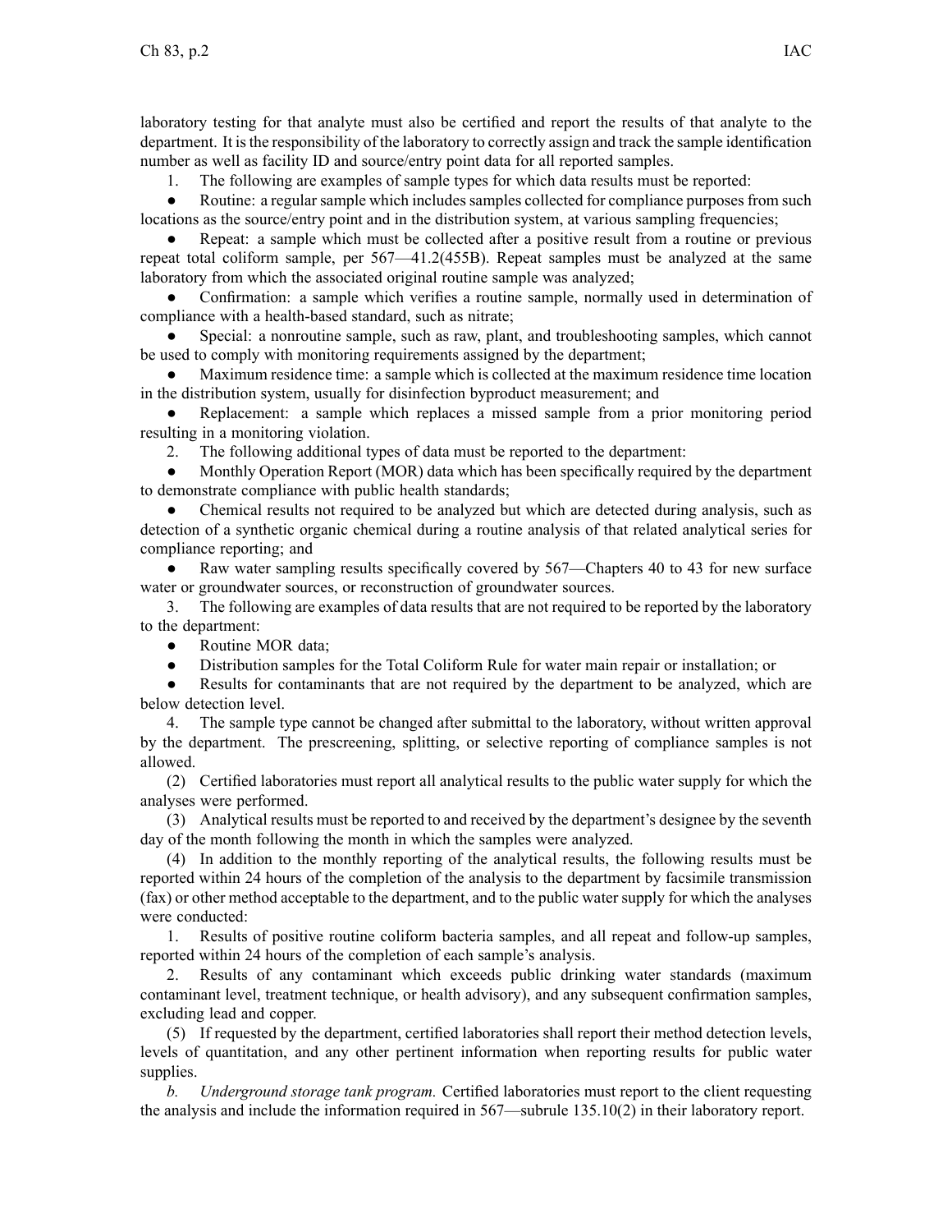laboratory testing for that analyte must also be certified and report the results of that analyte to the department. It is the responsibility of the laboratory to correctly assign and track the sample identification number as well as facility ID and source/entry point data for all reported samples.

1. The following are examples of sample types for which data results must be reported:

- Routine: a regular sample which includes samples collected for compliance purposes from such locations as the source/entry point and in the distribution system, at various sampling frequencies;
- Repeat: a sample which must be collected after a positive result from a routine or previous repeat total coliform sample, per 567—41.2(455B). Repeat samples must be analyzed at the same laboratory from which the associated original routine sample was analyzed;
- Confirmation: a sample which verifies a routine sample, normally used in determination of compliance with a health-based standard, such as nitrate;
- Special: a nonroutine sample, such as raw, plant, and troubleshooting samples, which cannot be used to comply with monitoring requirements assigned by the department;
- Maximum residence time: a sample which is collected at the maximum residence time location in the distribution system, usually for disinfection byproduct measurement; and
- Replacement: a sample which replaces a missed sample from a prior monitoring period resulting in a monitoring violation.

2. The following additional types of data must be reported to the department:

- Monthly Operation Report (MOR) data which has been specifically required by the department to demonstrate compliance with public health standards;
- Chemical results not required to be analyzed but which are detected during analysis, such as detection of a synthetic organic chemical during a routine analysis of that related analytical series for compliance reporting; and
- Raw water sampling results specifically covered by 567—Chapters 40 to 43 for new surface water or groundwater sources, or reconstruction of groundwater sources.

3. The following are examples of data results that are not required to be reported by the laboratory to the department:

- Routine MOR data;
- Distribution samples for the Total Coliform Rule for water main repair or installation; or
- Results for contaminants that are not required by the department to be analyzed, which are below detection level.

4. The sample type cannot be changed after submittal to the laboratory, without written approval by the department. The prescreening, splitting, or selective reporting of compliance samples is not allowed.

(2) Certified laboratories must report all analytical results to the public water supply for which the analyses were performed.

(3) Analytical results must be reported to and received by the department's designee by the seventh day of the month following the month in which the samples were analyzed.

(4) In addition to the monthly reporting of the analytical results, the following results must be reported within 24 hours of the completion of the analysis to the department by facsimile transmission (fax) or other method acceptable to the department, and to the public water supply for which the analyses were conducted:

1. Results of positive routine coliform bacteria samples, and all repeat and follow-up samples, reported within 24 hours of the completion of each sample's analysis.
2. Results of any contaminant which exceeds public drinking water standards (maximum contaminant level, treatment technique, or health advisory), and any subsequent confirmation samples, excluding lead and copper.

(5) If requested by the department, certified laboratories shall report their method detection levels, levels of quantitation, and any other pertinent information when reporting results for public water supplies.

*b. Underground storage tank program.* Certified laboratories must report to the client requesting the analysis and include the information required in 567—subrule 135.10(2) in their laboratory report.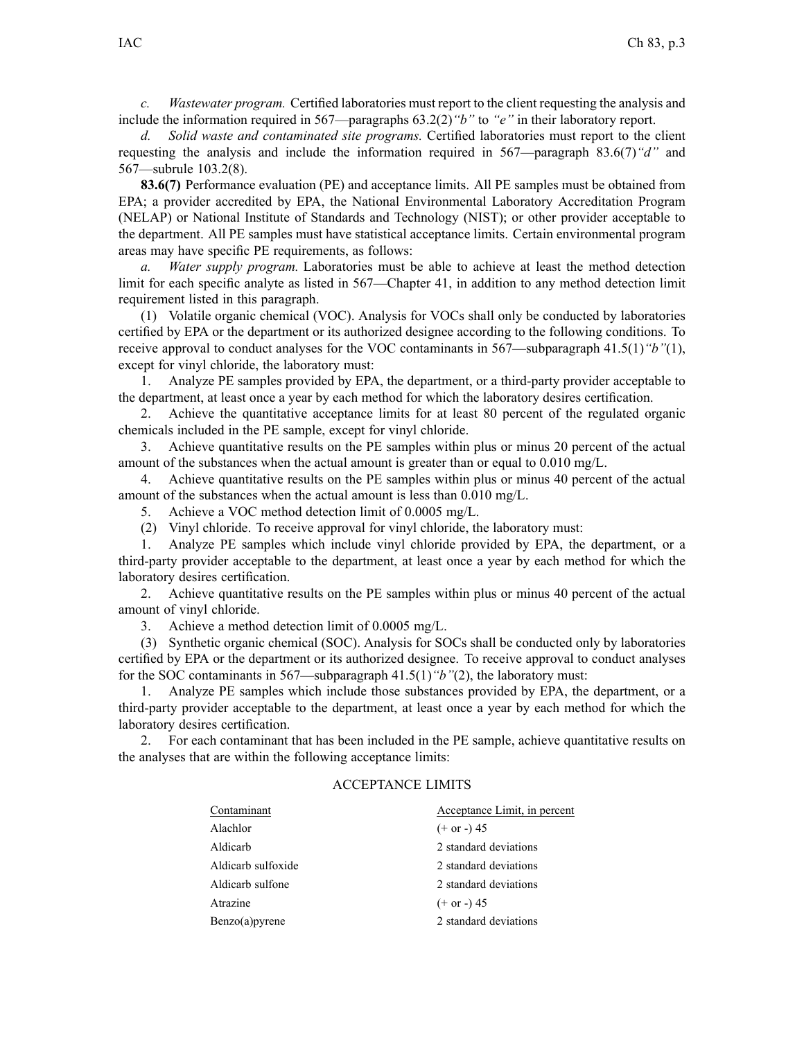*c. Wastewater program.* Certified laboratories must report to the client requesting the analysis and include the information required in 567—paragraphs 63.2(2)*"b"* to *"e"* in their laboratory report.

*d. Solid waste and contaminated site programs.* Certified laboratories must report to the client requesting the analysis and include the information required in 567—paragraph 83.6(7)*"d"* and 567—subrule 103.2(8).

**83.6(7)** Performance evaluation (PE) and acceptance limits. All PE samples must be obtained from EPA; a provider accredited by EPA, the National Environmental Laboratory Accreditation Program (NELAP) or National Institute of Standards and Technology (NIST); or other provider acceptable to the department. All PE samples must have statistical acceptance limits. Certain environmental program areas may have specific PE requirements, as follows:

*a. Water supply program.* Laboratories must be able to achieve at least the method detection limit for each specific analyte as listed in 567—Chapter 41, in addition to any method detection limit requirement listed in this paragraph.

(1) Volatile organic chemical (VOC). Analysis for VOCs shall only be conducted by laboratories certified by EPA or the department or its authorized designee according to the following conditions. To receive approval to conduct analyses for the VOC contaminants in 567—subparagraph 41.5(1)*"b"*(1), except for vinyl chloride, the laboratory must:

1. Analyze PE samples provided by EPA, the department, or a third-party provider acceptable to the department, at least once a year by each method for which the laboratory desires certification.
2. Achieve the quantitative acceptance limits for at least 80 percent of the regulated organic chemicals included in the PE sample, except for vinyl chloride.
3. Achieve quantitative results on the PE samples within plus or minus 20 percent of the actual amount of the substances when the actual amount is greater than or equal to 0.010 mg/L.
4. Achieve quantitative results on the PE samples within plus or minus 40 percent of the actual amount of the substances when the actual amount is less than 0.010 mg/L.
5. Achieve a VOC method detection limit of 0.0005 mg/L.

(2) Vinyl chloride. To receive approval for vinyl chloride, the laboratory must:

1. Analyze PE samples which include vinyl chloride provided by EPA, the department, or a third-party provider acceptable to the department, at least once a year by each method for which the laboratory desires certification.
2. Achieve quantitative results on the PE samples within plus or minus 40 percent of the actual amount of vinyl chloride.
3. Achieve a method detection limit of 0.0005 mg/L.

(3) Synthetic organic chemical (SOC). Analysis for SOCs shall be conducted only by laboratories certified by EPA or the department or its authorized designee. To receive approval to conduct analyses for the SOC contaminants in 567—subparagraph 41.5(1)*"b"*(2), the laboratory must:

1. Analyze PE samples which include those substances provided by EPA, the department, or a third-party provider acceptable to the department, at least once a year by each method for which the laboratory desires certification.
2. For each contaminant that has been included in the PE sample, achieve quantitative results on the analyses that are within the following acceptance limits:

ACCEPTANCE LIMITS

| Contaminant | Acceptance Limit, in percent |
|---|---|
| Alachlor | (+ or -) 45 |
| Aldicarb | 2 standard deviations |
| Aldicarb sulfoxide | 2 standard deviations |
| Aldicarb sulfone | 2 standard deviations |
| Atrazine | (+ or -) 45 |
| Benzo(a)pyrene | 2 standard deviations |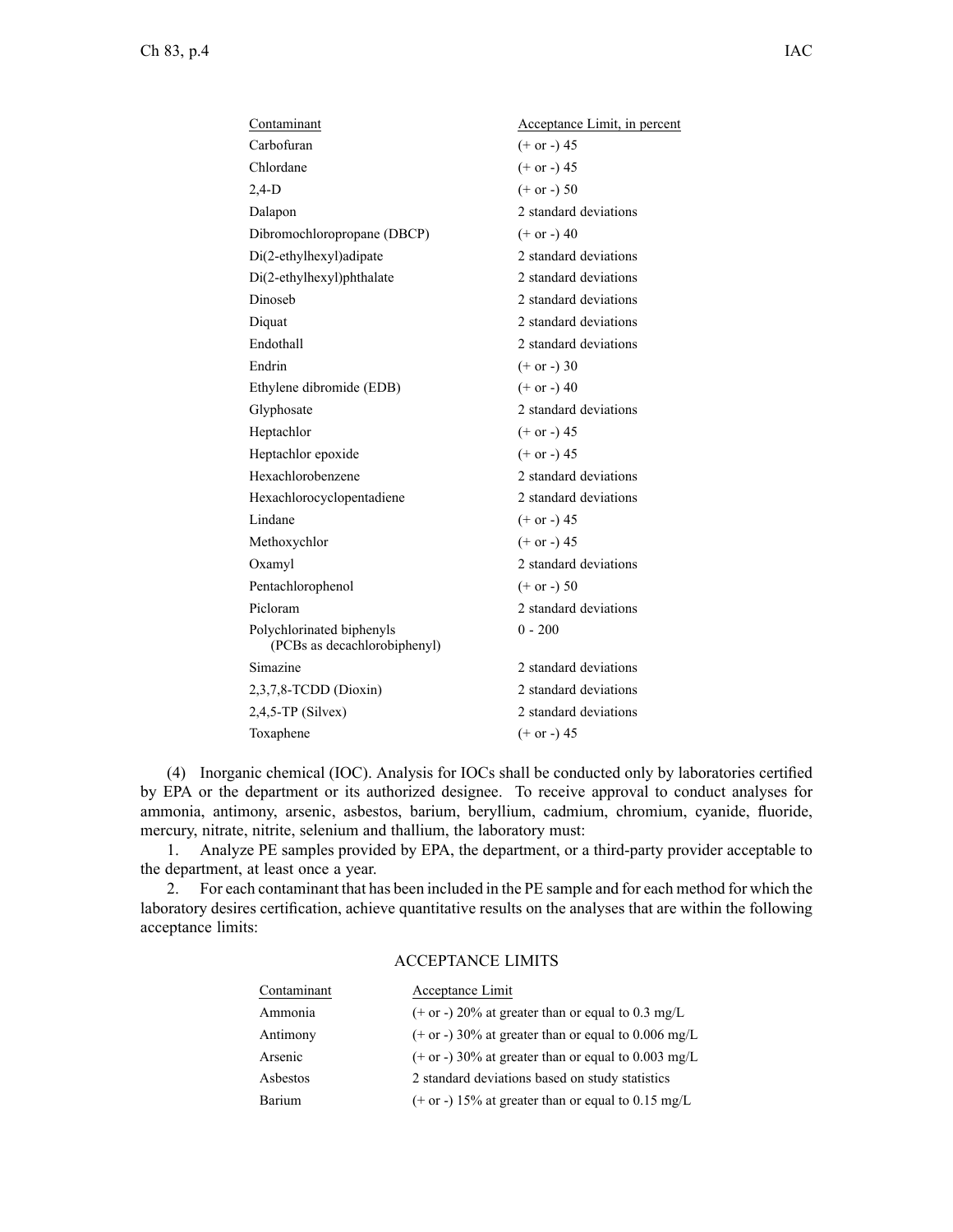| Contaminant | Acceptance Limit, in percent |
|---|---|
| Carbofuran | (+ or -) 45 |
| Chlordane | (+ or -) 45 |
| 2,4-D | (+ or -) 50 |
| Dalapon | 2 standard deviations |
| Dibromochloropropane (DBCP) | (+ or -) 40 |
| Di(2-ethylhexyl)adipate | 2 standard deviations |
| Di(2-ethylhexyl)phthalate | 2 standard deviations |
| Dinoseb | 2 standard deviations |
| Diquat | 2 standard deviations |
| Endothall | 2 standard deviations |
| Endrin | (+ or -) 30 |
| Ethylene dibromide (EDB) | (+ or -) 40 |
| Glyphosate | 2 standard deviations |
| Heptachlor | (+ or -) 45 |
| Heptachlor epoxide | (+ or -) 45 |
| Hexachlorobenzene | 2 standard deviations |
| Hexachlorocyclopentadiene | 2 standard deviations |
| Lindane | (+ or -) 45 |
| Methoxychlor | (+ or -) 45 |
| Oxamyl | 2 standard deviations |
| Pentachlorophenol | (+ or -) 50 |
| Picloram | 2 standard deviations |
| Polychlorinated biphenyls (PCBs as decachlorobiphenyl) | 0 - 200 |
| Simazine | 2 standard deviations |
| 2,3,7,8-TCDD (Dioxin) | 2 standard deviations |
| 2,4,5-TP (Silvex) | 2 standard deviations |
| Toxaphene | (+ or -) 45 |

(4) Inorganic chemical (IOC). Analysis for IOCs shall be conducted only by laboratories certified by EPA or the department or its authorized designee. To receive approval to conduct analyses for ammonia, antimony, arsenic, asbestos, barium, beryllium, cadmium, chromium, cyanide, fluoride, mercury, nitrate, nitrite, selenium and thallium, the laboratory must:

1. Analyze PE samples provided by EPA, the department, or a third-party provider acceptable to the department, at least once a year.

2. For each contaminant that has been included in the PE sample and for each method for which the laboratory desires certification, achieve quantitative results on the analyses that are within the following acceptance limits:

ACCEPTANCE LIMITS

| Contaminant | Acceptance Limit |
|---|---|
| Ammonia | (+ or -) 20% at greater than or equal to 0.3 mg/L |
| Antimony | (+ or -) 30% at greater than or equal to 0.006 mg/L |
| Arsenic | (+ or -) 30% at greater than or equal to 0.003 mg/L |
| Asbestos | 2 standard deviations based on study statistics |
| Barium | (+ or -) 15% at greater than or equal to 0.15 mg/L |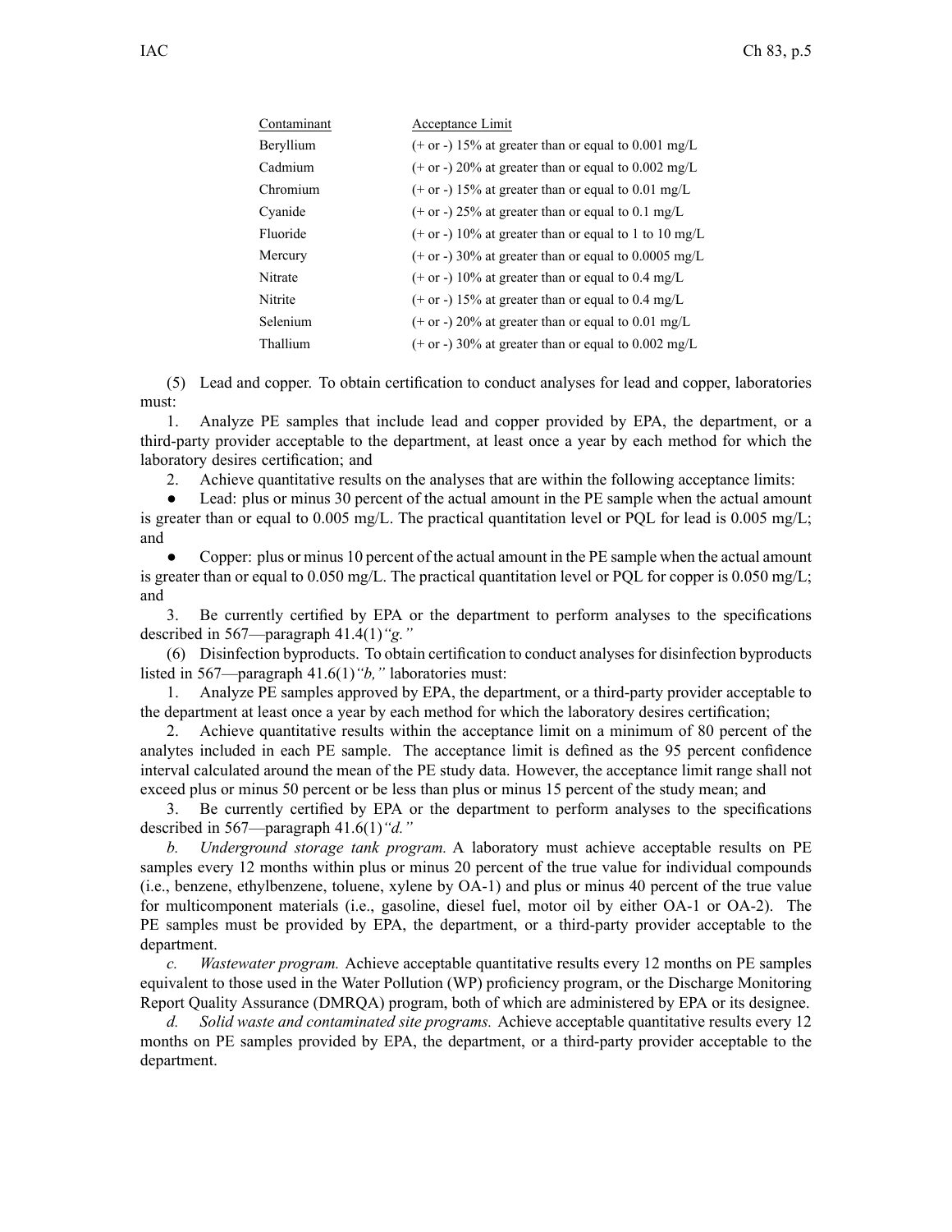| Contaminant | Acceptance Limit |
|---|---|
| Beryllium | (+ or -) 15% at greater than or equal to 0.001 mg/L |
| Cadmium | (+ or -) 20% at greater than or equal to 0.002 mg/L |
| Chromium | (+ or -) 15% at greater than or equal to 0.01 mg/L |
| Cyanide | (+ or -) 25% at greater than or equal to 0.1 mg/L |
| Fluoride | (+ or -) 10% at greater than or equal to 1 to 10 mg/L |
| Mercury | (+ or -) 30% at greater than or equal to 0.0005 mg/L |
| Nitrate | (+ or -) 10% at greater than or equal to 0.4 mg/L |
| Nitrite | (+ or -) 15% at greater than or equal to 0.4 mg/L |
| Selenium | (+ or -) 20% at greater than or equal to 0.01 mg/L |
| Thallium | (+ or -) 30% at greater than or equal to 0.002 mg/L |

(5) Lead and copper. To obtain certification to conduct analyses for lead and copper, laboratories must:

1. Analyze PE samples that include lead and copper provided by EPA, the department, or a third-party provider acceptable to the department, at least once a year by each method for which the laboratory desires certification; and

2. Achieve quantitative results on the analyses that are within the following acceptance limits:

● Lead: plus or minus 30 percent of the actual amount in the PE sample when the actual amount is greater than or equal to 0.005 mg/L. The practical quantitation level or PQL for lead is 0.005 mg/L; and

● Copper: plus or minus 10 percent of the actual amount in the PE sample when the actual amount is greater than or equal to 0.050 mg/L. The practical quantitation level or PQL for copper is 0.050 mg/L; and

3. Be currently certified by EPA or the department to perform analyses to the specifications described in 567—paragraph 41.4(1)*"g."*

(6) Disinfection byproducts. To obtain certification to conduct analyses for disinfection byproducts listed in 567—paragraph 41.6(1)*"b,"* laboratories must:

1. Analyze PE samples approved by EPA, the department, or a third-party provider acceptable to the department at least once a year by each method for which the laboratory desires certification;

2. Achieve quantitative results within the acceptance limit on a minimum of 80 percent of the analytes included in each PE sample. The acceptance limit is defined as the 95 percent confidence interval calculated around the mean of the PE study data. However, the acceptance limit range shall not exceed plus or minus 50 percent or be less than plus or minus 15 percent of the study mean; and

3. Be currently certified by EPA or the department to perform analyses to the specifications described in 567—paragraph 41.6(1)*"d."*

*b. Underground storage tank program.* A laboratory must achieve acceptable results on PE samples every 12 months within plus or minus 20 percent of the true value for individual compounds (i.e., benzene, ethylbenzene, toluene, xylene by OA-1) and plus or minus 40 percent of the true value for multicomponent materials (i.e., gasoline, diesel fuel, motor oil by either OA-1 or OA-2). The PE samples must be provided by EPA, the department, or a third-party provider acceptable to the department.

*c. Wastewater program.* Achieve acceptable quantitative results every 12 months on PE samples equivalent to those used in the Water Pollution (WP) proficiency program, or the Discharge Monitoring Report Quality Assurance (DMRQA) program, both of which are administered by EPA or its designee.

*d. Solid waste and contaminated site programs.* Achieve acceptable quantitative results every 12 months on PE samples provided by EPA, the department, or a third-party provider acceptable to the department.